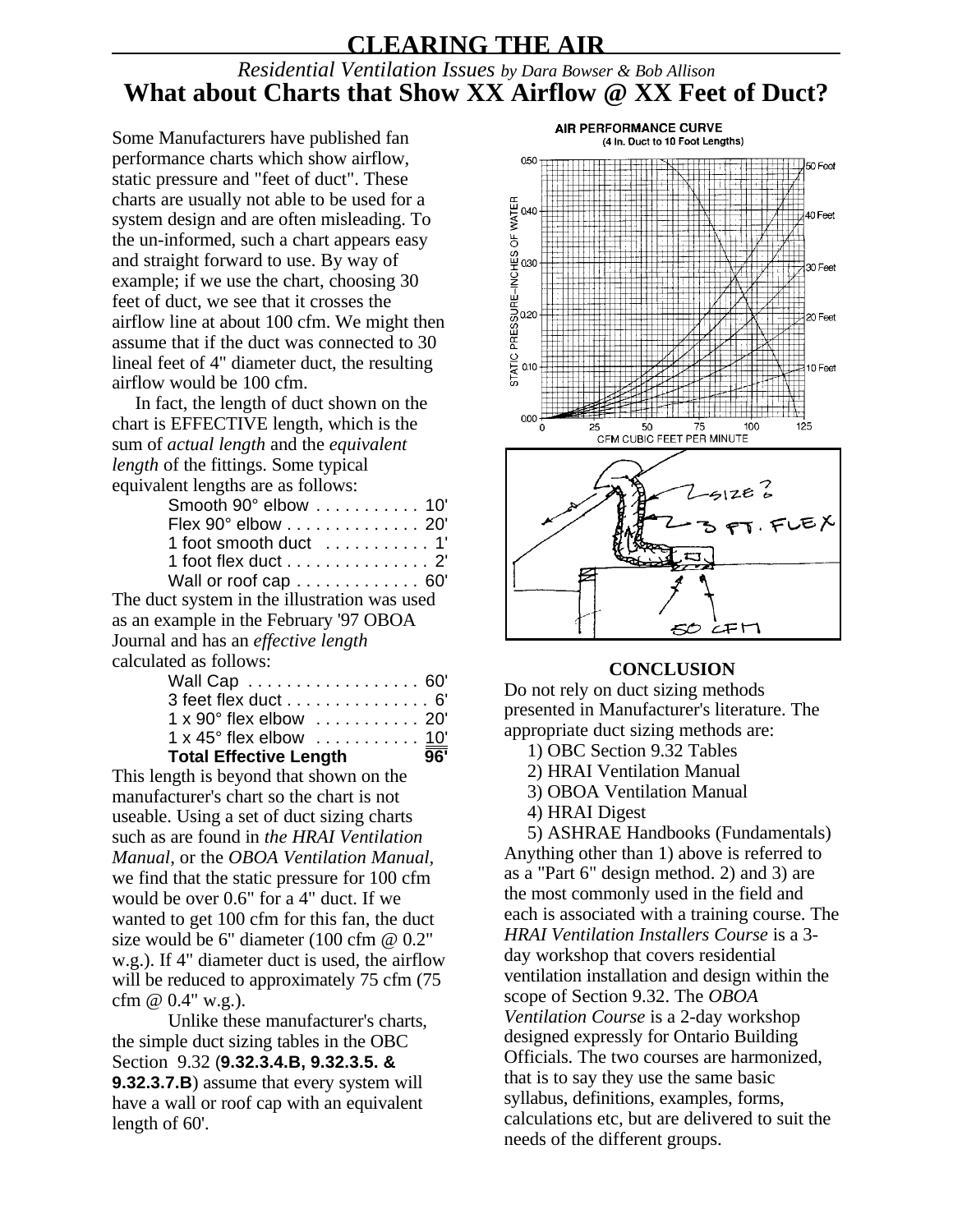# CLEARING THE AIR

*Residential Ventilation Issues* *by Dara Bowser & Bob Allison*

## What about Charts that Show XX Airflow @ XX Feet of Duct?

Some Manufacturers have published fan performance charts which show airflow, static pressure and "feet of duct". These charts are usually not able to be used for a system design and are often misleading. To the un-informed, such a chart appears easy and straight forward to use. By way of example; if we use the chart, choosing 30 feet of duct, we see that it crosses the airflow line at about 100 cfm. We might then assume that if the duct was connected to 30 lineal feet of 4" diameter duct, the resulting airflow would be 100 cfm.

In fact, the length of duct shown on the chart is EFFECTIVE length, which is the sum of *actual length* and the *equivalent length* of the fittings. Some typical equivalent lengths are as follows:

| | |
|---|---|
| Smooth 90° elbow | 10' |
| Flex 90° elbow | 20' |
| 1 foot smooth duct | 1' |
| 1 foot flex duct | 2' |
| Wall or roof cap | 60' |

The duct system in the illustration was used as an example in the February '97 OBOA Journal and has an *effective length* calculated as follows:

| | |
|---|---|
| Wall Cap | 60' |
| 3 feet flex duct | 6' |
| 1 x 90° flex elbow | 20' |
| 1 x 45° flex elbow | 10' |
| **Total Effective Length** | **96'** |

This length is beyond that shown on the manufacturer's chart so the chart is not useable. Using a set of duct sizing charts such as are found in *the HRAI Ventilation Manual*, or the *OBOA Ventilation Manual*, we find that the static pressure for 100 cfm would be over 0.6" for a 4" duct. If we wanted to get 100 cfm for this fan, the duct size would be 6" diameter (100 cfm @ 0.2" w.g.). If 4" diameter duct is used, the airflow will be reduced to approximately 75 cfm (75 cfm @ 0.4" w.g.).

Unlike these manufacturer's charts, the simple duct sizing tables in the OBC Section 9.32 (**9.32.3.4.B, 9.32.3.5. & 9.32.3.7.B**) assume that every system will have a wall or roof cap with an equivalent length of 60'.

### CONCLUSION

Do not rely on duct sizing methods presented in Manufacturer's literature. The appropriate duct sizing methods are:

1) OBC Section 9.32 Tables
2) HRAI Ventilation Manual
3) OBOA Ventilation Manual
4) HRAI Digest
5) ASHRAE Handbooks (Fundamentals)

Anything other than 1) above is referred to as a "Part 6" design method. 2) and 3) are the most commonly used in the field and each is associated with a training course. The *HRAI Ventilation Installers Course* is a 3-day workshop that covers residential ventilation installation and design within the scope of Section 9.32. The *OBOA Ventilation Course* is a 2-day workshop designed expressly for Ontario Building Officials. The two courses are harmonized, that is to say they use the same basic syllabus, definitions, examples, forms, calculations etc, but are delivered to suit the needs of the different groups.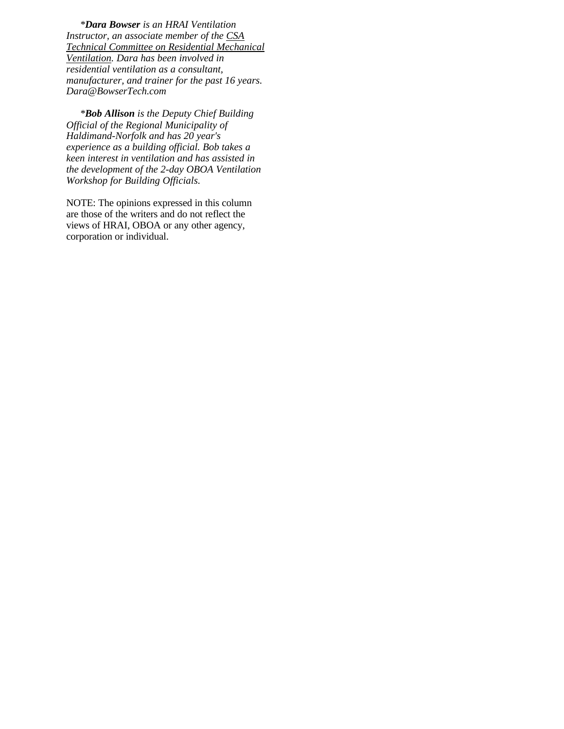*\*Dara Bowser* is an HRAI Ventilation Instructor, an associate member of the CSA Technical Committee on Residential Mechanical Ventilation. Dara has been involved in residential ventilation as a consultant, manufacturer, and trainer for the past 16 years. Dara@BowserTech.com*

*\*Bob Allison* is the Deputy Chief Building Official of the Regional Municipality of Haldimand-Norfolk and has 20 year's experience as a building official. Bob takes a keen interest in ventilation and has assisted in the development of the 2-day OBOA Ventilation Workshop for Building Officials.*

NOTE: The opinions expressed in this column are those of the writers and do not reflect the views of HRAI, OBOA or any other agency, corporation or individual.